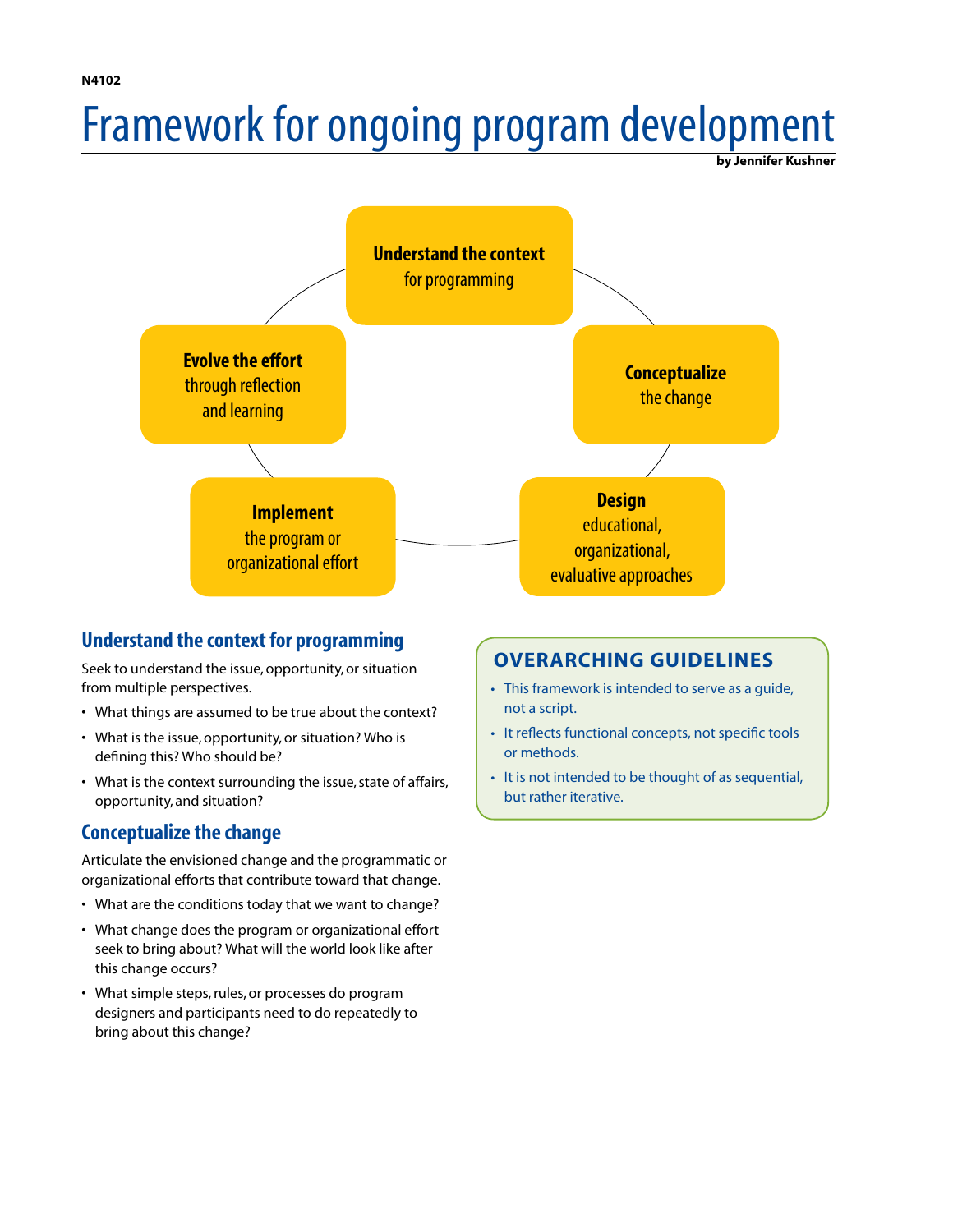N4102

# Framework for ongoing program development

**by Jennifer Kushner**

**Understand the context** for programming

**Conceptualize** the change

**Design** educational, organizational, evaluative approaches

**Implement** the program or organizational effort

**Evolve the effort** through reflection and learning

## Understand the context for programming

Seek to understand the issue, opportunity, or situation from multiple perspectives.

- What things are assumed to be true about the context?
- What is the issue, opportunity, or situation? Who is defining this? Who should be?
- What is the context surrounding the issue, state of affairs, opportunity, and situation?

## Conceptualize the change

Articulate the envisioned change and the programmatic or organizational efforts that contribute toward that change.

- What are the conditions today that we want to change?
- What change does the program or organizational effort seek to bring about? What will the world look like after this change occurs?
- What simple steps, rules, or processes do program designers and participants need to do repeatedly to bring about this change?

### OVERARCHING GUIDELINES

- This framework is intended to serve as a guide, not a script.
- It reflects functional concepts, not specific tools or methods.
- It is not intended to be thought of as sequential, but rather iterative.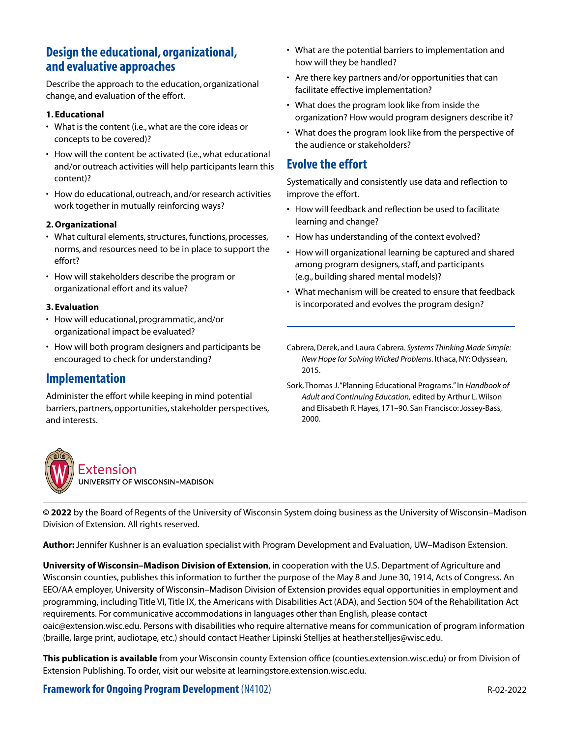## Design the educational, organizational, and evaluative approaches

Describe the approach to the education, organizational change, and evaluation of the effort.

**1. Educational**

- What is the content (i.e., what are the core ideas or concepts to be covered)?
- How will the content be activated (i.e., what educational and/or outreach activities will help participants learn this content)?
- How do educational, outreach, and/or research activities work together in mutually reinforcing ways?

**2. Organizational**

- What cultural elements, structures, functions, processes, norms, and resources need to be in place to support the effort?
- How will stakeholders describe the program or organizational effort and its value?

**3. Evaluation**

- How will educational, programmatic, and/or organizational impact be evaluated?
- How will both program designers and participants be encouraged to check for understanding?

## Implementation

Administer the effort while keeping in mind potential barriers, partners, opportunities, stakeholder perspectives, and interests.

- What are the potential barriers to implementation and how will they be handled?
- Are there key partners and/or opportunities that can facilitate effective implementation?
- What does the program look like from inside the organization? How would program designers describe it?
- What does the program look like from the perspective of the audience or stakeholders?

## Evolve the effort

Systematically and consistently use data and reflection to improve the effort.

- How will feedback and reflection be used to facilitate learning and change?
- How has understanding of the context evolved?
- How will organizational learning be captured and shared among program designers, staff, and participants (e.g., building shared mental models)?
- What mechanism will be created to ensure that feedback is incorporated and evolves the program design?

---

Cabrera, Derek, and Laura Cabrera. *Systems Thinking Made Simple: New Hope for Solving Wicked Problems*. Ithaca, NY: Odyssean, 2015.

Sork, Thomas J. "Planning Educational Programs." In *Handbook of Adult and Continuing Education,* edited by Arthur L. Wilson and Elisabeth R. Hayes, 171–90. San Francisco: Jossey-Bass, 2000.

Extension
UNIVERSITY OF WISCONSIN–MADISON

---

© **2022** by the Board of Regents of the University of Wisconsin System doing business as the University of Wisconsin–Madison Division of Extension. All rights reserved.

**Author:** Jennifer Kushner is an evaluation specialist with Program Development and Evaluation, UW–Madison Extension.

**University of Wisconsin–Madison Division of Extension**, in cooperation with the U.S. Department of Agriculture and Wisconsin counties, publishes this information to further the purpose of the May 8 and June 30, 1914, Acts of Congress. An EEO/AA employer, University of Wisconsin–Madison Division of Extension provides equal opportunities in employment and programming, including Title VI, Title IX, the Americans with Disabilities Act (ADA), and Section 504 of the Rehabilitation Act requirements. For communicative accommodations in languages other than English, please contact oaic@extension.wisc.edu. Persons with disabilities who require alternative means for communication of program information (braille, large print, audiotape, etc.) should contact Heather Lipinski Stelljes at heather.stelljes@wisc.edu.

**This publication is available** from your Wisconsin county Extension office (counties.extension.wisc.edu) or from Division of Extension Publishing. To order, visit our website at learningstore.extension.wisc.edu.

**Framework for Ongoing Program Development** (N4102) R-02-2022